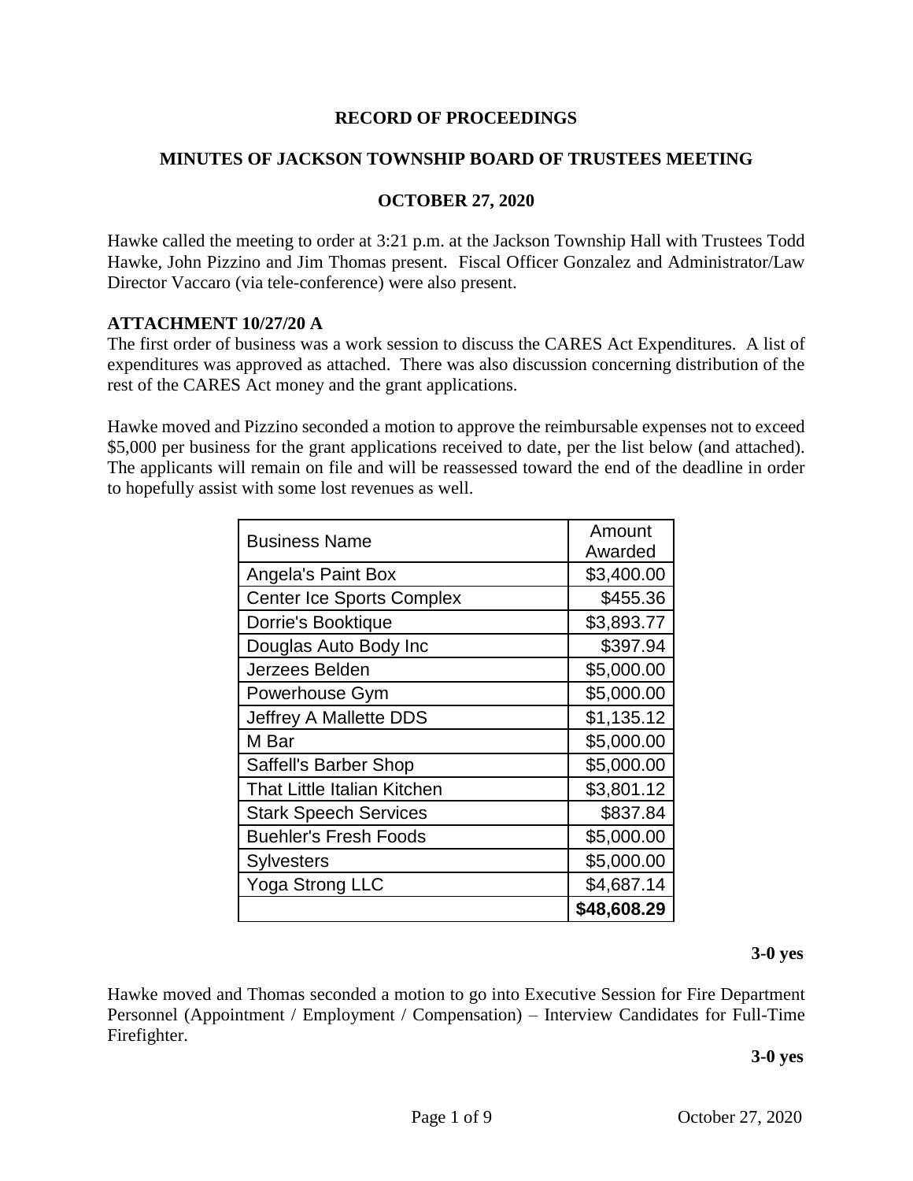# RECORD OF PROCEEDINGS

## MINUTES OF JACKSON TOWNSHIP BOARD OF TRUSTEES MEETING

### OCTOBER 27, 2020

Hawke called the meeting to order at 3:21 p.m. at the Jackson Township Hall with Trustees Todd Hawke, John Pizzino and Jim Thomas present. Fiscal Officer Gonzalez and Administrator/Law Director Vaccaro (via tele-conference) were also present.

**ATTACHMENT 10/27/20 A**

The first order of business was a work session to discuss the CARES Act Expenditures. A list of expenditures was approved as attached. There was also discussion concerning distribution of the rest of the CARES Act money and the grant applications.

Hawke moved and Pizzino seconded a motion to approve the reimbursable expenses not to exceed $5,000 per business for the grant applications received to date, per the list below (and attached). The applicants will remain on file and will be reassessed toward the end of the deadline in order to hopefully assist with some lost revenues as well.

| Business Name | Amount Awarded |
|---|---|
| Angela's Paint Box | $3,400.00 |
| Center Ice Sports Complex | $455.36 |
| Dorrie's Booktique | $3,893.77 |
| Douglas Auto Body Inc | $397.94 |
| Jerzees Belden | $5,000.00 |
| Powerhouse Gym | $5,000.00 |
| Jeffrey A Mallette DDS | $1,135.12 |
| M Bar | $5,000.00 |
| Saffell's Barber Shop | $5,000.00 |
| That Little Italian Kitchen | $3,801.12 |
| Stark Speech Services | $837.84 |
| Buehler's Fresh Foods | $5,000.00 |
| Sylvesters | $5,000.00 |
| Yoga Strong LLC | $4,687.14 |
| | **$48,608.29** |

**3-0 yes**

Hawke moved and Thomas seconded a motion to go into Executive Session for Fire Department Personnel (Appointment / Employment / Compensation) – Interview Candidates for Full-Time Firefighter.

**3-0 yes**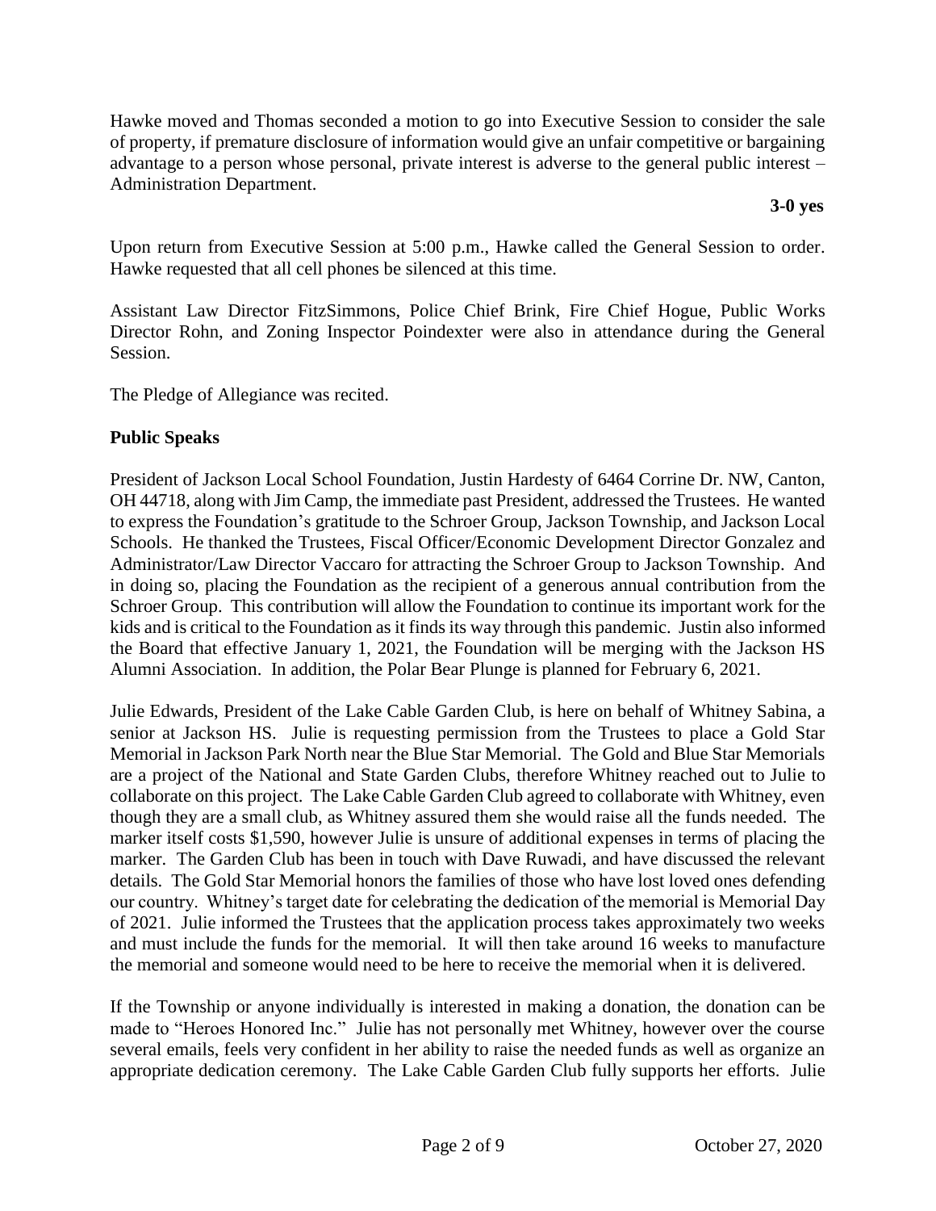Hawke moved and Thomas seconded a motion to go into Executive Session to consider the sale of property, if premature disclosure of information would give an unfair competitive or bargaining advantage to a person whose personal, private interest is adverse to the general public interest – Administration Department.

**3-0 yes**

Upon return from Executive Session at 5:00 p.m., Hawke called the General Session to order. Hawke requested that all cell phones be silenced at this time.

Assistant Law Director FitzSimmons, Police Chief Brink, Fire Chief Hogue, Public Works Director Rohn, and Zoning Inspector Poindexter were also in attendance during the General Session.

The Pledge of Allegiance was recited.

**Public Speaks**

President of Jackson Local School Foundation, Justin Hardesty of 6464 Corrine Dr. NW, Canton, OH 44718, along with Jim Camp, the immediate past President, addressed the Trustees. He wanted to express the Foundation's gratitude to the Schroer Group, Jackson Township, and Jackson Local Schools. He thanked the Trustees, Fiscal Officer/Economic Development Director Gonzalez and Administrator/Law Director Vaccaro for attracting the Schroer Group to Jackson Township. And in doing so, placing the Foundation as the recipient of a generous annual contribution from the Schroer Group. This contribution will allow the Foundation to continue its important work for the kids and is critical to the Foundation as it finds its way through this pandemic. Justin also informed the Board that effective January 1, 2021, the Foundation will be merging with the Jackson HS Alumni Association. In addition, the Polar Bear Plunge is planned for February 6, 2021.

Julie Edwards, President of the Lake Cable Garden Club, is here on behalf of Whitney Sabina, a senior at Jackson HS. Julie is requesting permission from the Trustees to place a Gold Star Memorial in Jackson Park North near the Blue Star Memorial. The Gold and Blue Star Memorials are a project of the National and State Garden Clubs, therefore Whitney reached out to Julie to collaborate on this project. The Lake Cable Garden Club agreed to collaborate with Whitney, even though they are a small club, as Whitney assured them she would raise all the funds needed. The marker itself costs $1,590, however Julie is unsure of additional expenses in terms of placing the marker. The Garden Club has been in touch with Dave Ruwadi, and have discussed the relevant details. The Gold Star Memorial honors the families of those who have lost loved ones defending our country. Whitney's target date for celebrating the dedication of the memorial is Memorial Day of 2021. Julie informed the Trustees that the application process takes approximately two weeks and must include the funds for the memorial. It will then take around 16 weeks to manufacture the memorial and someone would need to be here to receive the memorial when it is delivered.

If the Township or anyone individually is interested in making a donation, the donation can be made to "Heroes Honored Inc." Julie has not personally met Whitney, however over the course several emails, feels very confident in her ability to raise the needed funds as well as organize an appropriate dedication ceremony. The Lake Cable Garden Club fully supports her efforts. Julie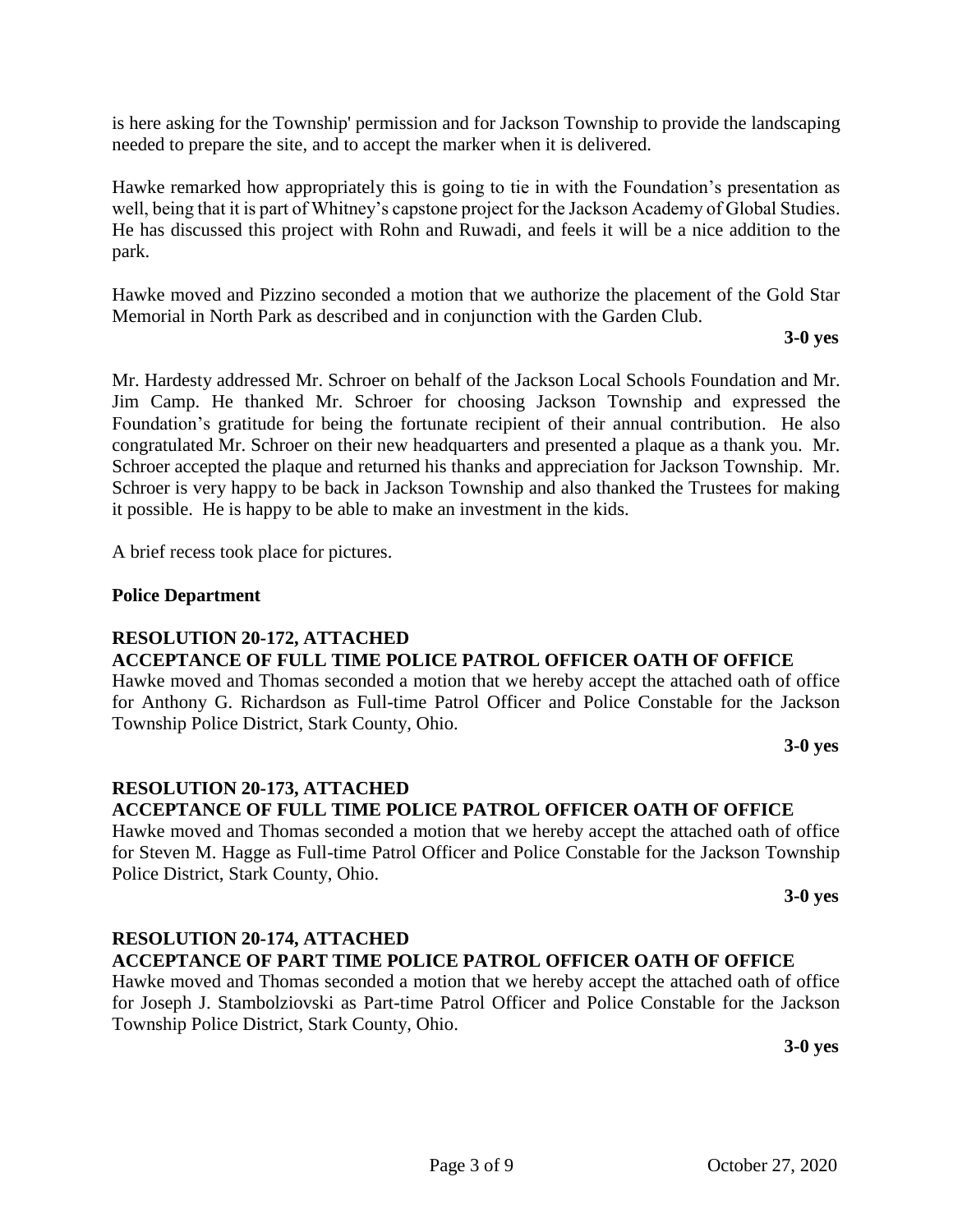is here asking for the Township' permission and for Jackson Township to provide the landscaping needed to prepare the site, and to accept the marker when it is delivered.

Hawke remarked how appropriately this is going to tie in with the Foundation's presentation as well, being that it is part of Whitney's capstone project for the Jackson Academy of Global Studies. He has discussed this project with Rohn and Ruwadi, and feels it will be a nice addition to the park.

Hawke moved and Pizzino seconded a motion that we authorize the placement of the Gold Star Memorial in North Park as described and in conjunction with the Garden Club.

**3-0 yes**

Mr. Hardesty addressed Mr. Schroer on behalf of the Jackson Local Schools Foundation and Mr. Jim Camp. He thanked Mr. Schroer for choosing Jackson Township and expressed the Foundation's gratitude for being the fortunate recipient of their annual contribution. He also congratulated Mr. Schroer on their new headquarters and presented a plaque as a thank you. Mr. Schroer accepted the plaque and returned his thanks and appreciation for Jackson Township. Mr. Schroer is very happy to be back in Jackson Township and also thanked the Trustees for making it possible. He is happy to be able to make an investment in the kids.

A brief recess took place for pictures.

**Police Department**

**RESOLUTION 20-172, ATTACHED**
**ACCEPTANCE OF FULL TIME POLICE PATROL OFFICER OATH OF OFFICE**
Hawke moved and Thomas seconded a motion that we hereby accept the attached oath of office for Anthony G. Richardson as Full-time Patrol Officer and Police Constable for the Jackson Township Police District, Stark County, Ohio.

**3-0 yes**

**RESOLUTION 20-173, ATTACHED**
**ACCEPTANCE OF FULL TIME POLICE PATROL OFFICER OATH OF OFFICE**
Hawke moved and Thomas seconded a motion that we hereby accept the attached oath of office for Steven M. Hagge as Full-time Patrol Officer and Police Constable for the Jackson Township Police District, Stark County, Ohio.

**3-0 yes**

**RESOLUTION 20-174, ATTACHED**
**ACCEPTANCE OF PART TIME POLICE PATROL OFFICER OATH OF OFFICE**
Hawke moved and Thomas seconded a motion that we hereby accept the attached oath of office for Joseph J. Stambolziovski as Part-time Patrol Officer and Police Constable for the Jackson Township Police District, Stark County, Ohio.

**3-0 yes**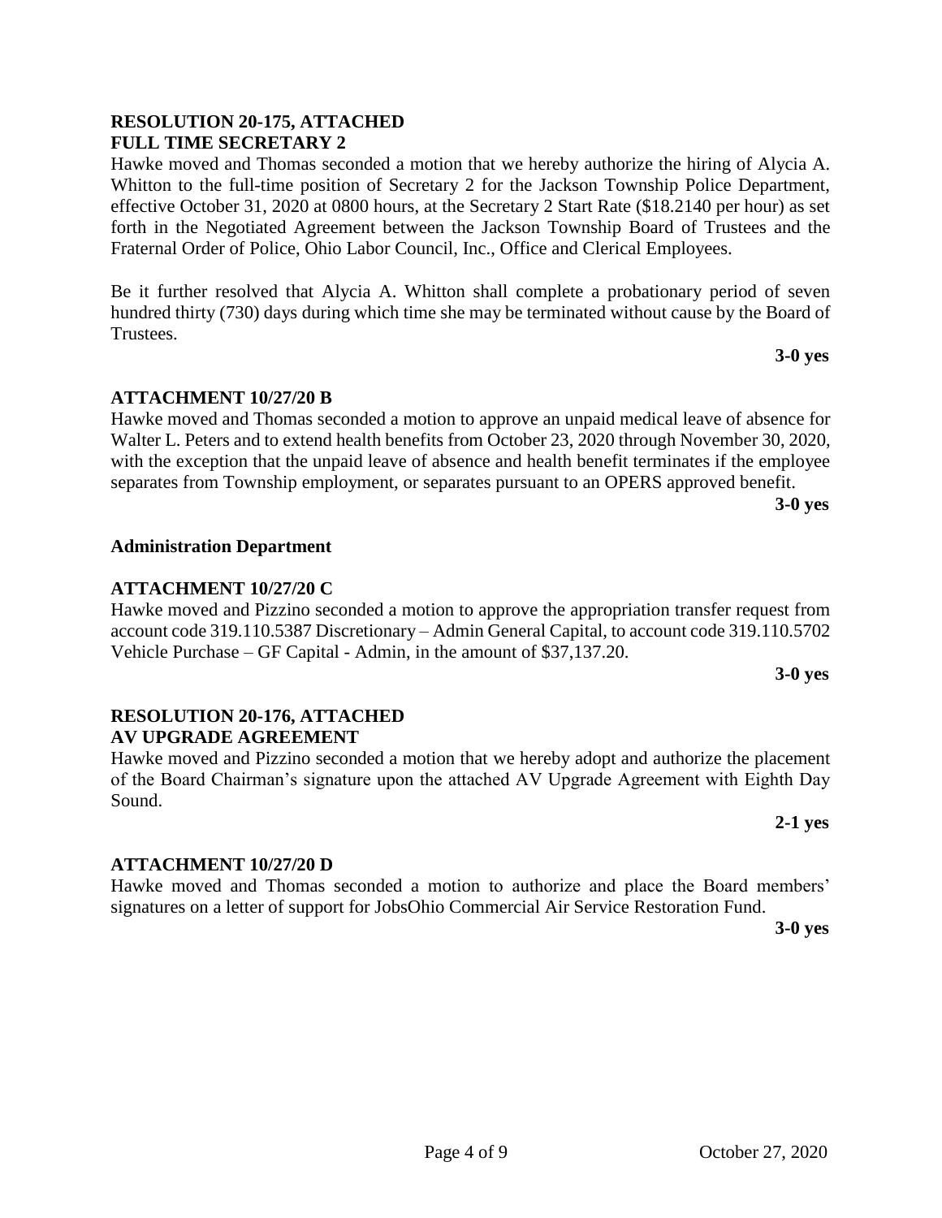**RESOLUTION 20-175, ATTACHED**
**FULL TIME SECRETARY 2**

Hawke moved and Thomas seconded a motion that we hereby authorize the hiring of Alycia A. Whitton to the full-time position of Secretary 2 for the Jackson Township Police Department, effective October 31, 2020 at 0800 hours, at the Secretary 2 Start Rate ($18.2140 per hour) as set forth in the Negotiated Agreement between the Jackson Township Board of Trustees and the Fraternal Order of Police, Ohio Labor Council, Inc., Office and Clerical Employees.

Be it further resolved that Alycia A. Whitton shall complete a probationary period of seven hundred thirty (730) days during which time she may be terminated without cause by the Board of Trustees.

**3-0 yes**

**ATTACHMENT 10/27/20 B**

Hawke moved and Thomas seconded a motion to approve an unpaid medical leave of absence for Walter L. Peters and to extend health benefits from October 23, 2020 through November 30, 2020, with the exception that the unpaid leave of absence and health benefit terminates if the employee separates from Township employment, or separates pursuant to an OPERS approved benefit.

**3-0 yes**

**Administration Department**

**ATTACHMENT 10/27/20 C**

Hawke moved and Pizzino seconded a motion to approve the appropriation transfer request from account code 319.110.5387 Discretionary – Admin General Capital, to account code 319.110.5702 Vehicle Purchase – GF Capital - Admin, in the amount of $37,137.20.

**3-0 yes**

**RESOLUTION 20-176, ATTACHED**
**AV UPGRADE AGREEMENT**

Hawke moved and Pizzino seconded a motion that we hereby adopt and authorize the placement of the Board Chairman's signature upon the attached AV Upgrade Agreement with Eighth Day Sound.

**2-1 yes**

**ATTACHMENT 10/27/20 D**

Hawke moved and Thomas seconded a motion to authorize and place the Board members' signatures on a letter of support for JobsOhio Commercial Air Service Restoration Fund.

**3-0 yes**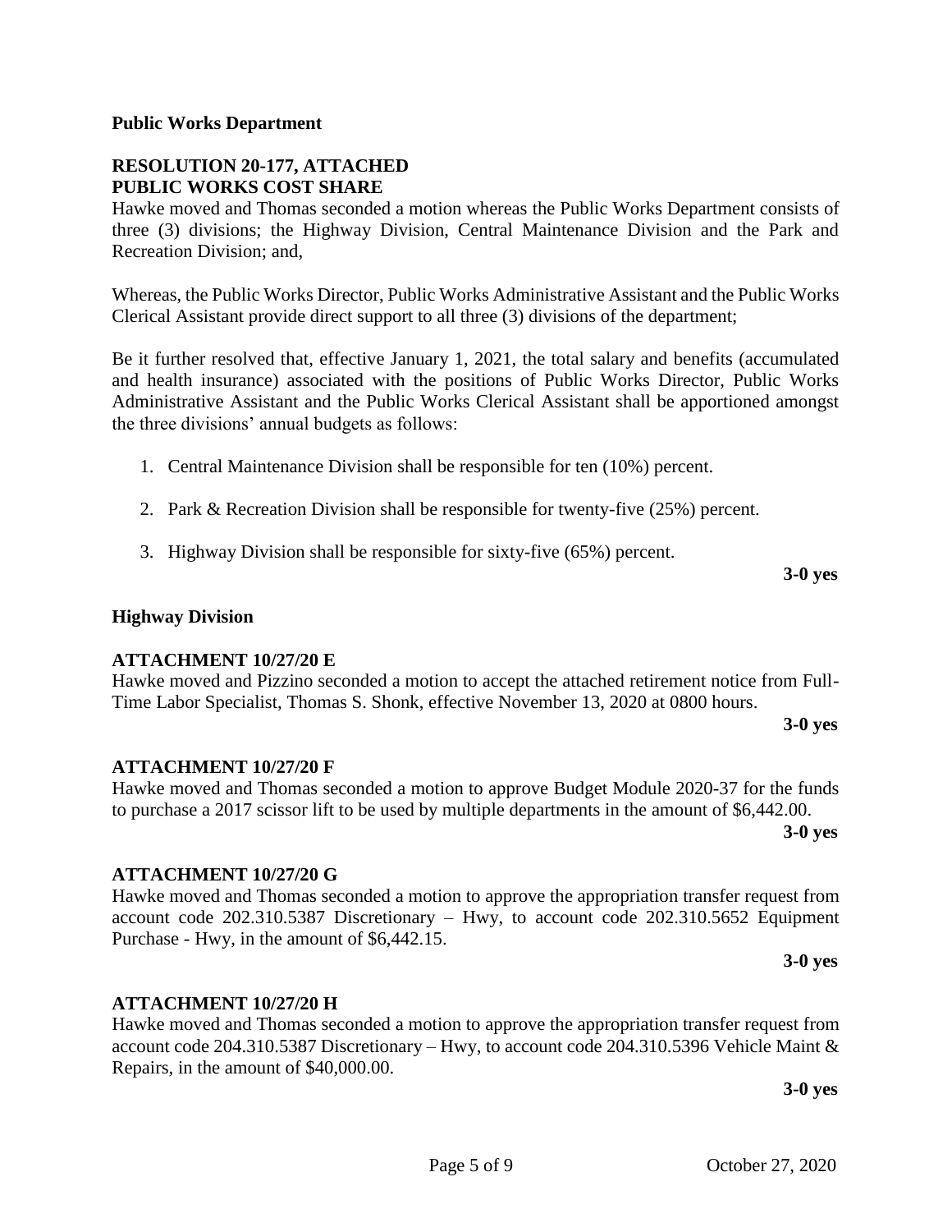**Public Works Department**

**RESOLUTION 20-177, ATTACHED**
**PUBLIC WORKS COST SHARE**

Hawke moved and Thomas seconded a motion whereas the Public Works Department consists of three (3) divisions; the Highway Division, Central Maintenance Division and the Park and Recreation Division; and,

Whereas, the Public Works Director, Public Works Administrative Assistant and the Public Works Clerical Assistant provide direct support to all three (3) divisions of the department;

Be it further resolved that, effective January 1, 2021, the total salary and benefits (accumulated and health insurance) associated with the positions of Public Works Director, Public Works Administrative Assistant and the Public Works Clerical Assistant shall be apportioned amongst the three divisions' annual budgets as follows:

1. Central Maintenance Division shall be responsible for ten (10%) percent.
2. Park & Recreation Division shall be responsible for twenty-five (25%) percent.
3. Highway Division shall be responsible for sixty-five (65%) percent.

**3-0 yes**

**Highway Division**

**ATTACHMENT 10/27/20 E**

Hawke moved and Pizzino seconded a motion to accept the attached retirement notice from Full-Time Labor Specialist, Thomas S. Shonk, effective November 13, 2020 at 0800 hours.

**3-0 yes**

**ATTACHMENT 10/27/20 F**

Hawke moved and Thomas seconded a motion to approve Budget Module 2020-37 for the funds to purchase a 2017 scissor lift to be used by multiple departments in the amount of $6,442.00.

**3-0 yes**

**ATTACHMENT 10/27/20 G**

Hawke moved and Thomas seconded a motion to approve the appropriation transfer request from account code 202.310.5387 Discretionary – Hwy, to account code 202.310.5652 Equipment Purchase - Hwy, in the amount of $6,442.15.

**3-0 yes**

**ATTACHMENT 10/27/20 H**

Hawke moved and Thomas seconded a motion to approve the appropriation transfer request from account code 204.310.5387 Discretionary – Hwy, to account code 204.310.5396 Vehicle Maint & Repairs, in the amount of $40,000.00.

**3-0 yes**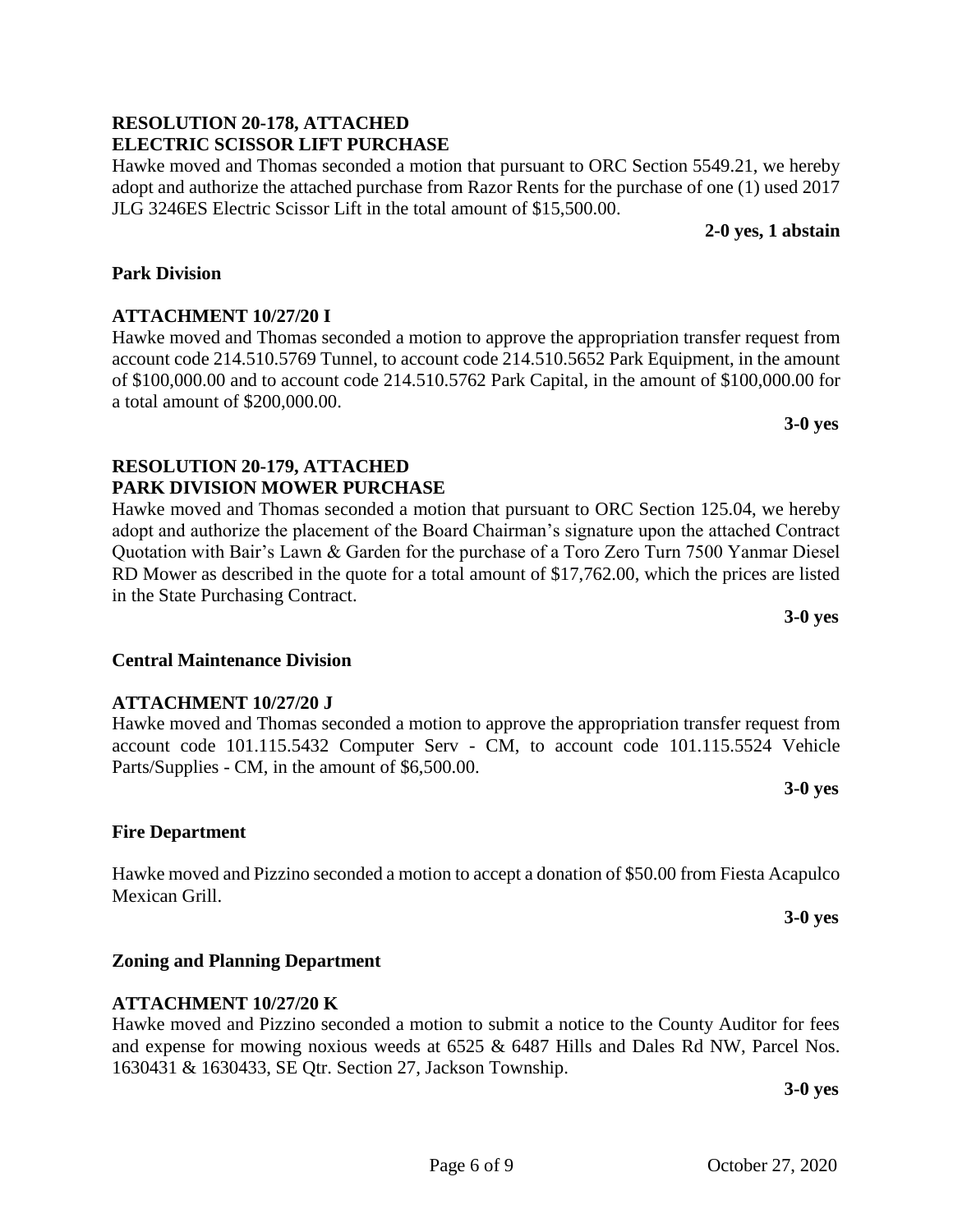**RESOLUTION 20-178, ATTACHED**
**ELECTRIC SCISSOR LIFT PURCHASE**

Hawke moved and Thomas seconded a motion that pursuant to ORC Section 5549.21, we hereby adopt and authorize the attached purchase from Razor Rents for the purchase of one (1) used 2017 JLG 3246ES Electric Scissor Lift in the total amount of $15,500.00.

**2-0 yes, 1 abstain**

**Park Division**

**ATTACHMENT 10/27/20 I**

Hawke moved and Thomas seconded a motion to approve the appropriation transfer request from account code 214.510.5769 Tunnel, to account code 214.510.5652 Park Equipment, in the amount of $100,000.00 and to account code 214.510.5762 Park Capital, in the amount of $100,000.00 for a total amount of $200,000.00.

**3-0 yes**

**RESOLUTION 20-179, ATTACHED**
**PARK DIVISION MOWER PURCHASE**

Hawke moved and Thomas seconded a motion that pursuant to ORC Section 125.04, we hereby adopt and authorize the placement of the Board Chairman's signature upon the attached Contract Quotation with Bair's Lawn & Garden for the purchase of a Toro Zero Turn 7500 Yanmar Diesel RD Mower as described in the quote for a total amount of $17,762.00, which the prices are listed in the State Purchasing Contract.

**3-0 yes**

**Central Maintenance Division**

**ATTACHMENT 10/27/20 J**

Hawke moved and Thomas seconded a motion to approve the appropriation transfer request from account code 101.115.5432 Computer Serv - CM, to account code 101.115.5524 Vehicle Parts/Supplies - CM, in the amount of $6,500.00.

**3-0 yes**

**Fire Department**

Hawke moved and Pizzino seconded a motion to accept a donation of $50.00 from Fiesta Acapulco Mexican Grill.

**3-0 yes**

**Zoning and Planning Department**

**ATTACHMENT 10/27/20 K**

Hawke moved and Pizzino seconded a motion to submit a notice to the County Auditor for fees and expense for mowing noxious weeds at 6525 & 6487 Hills and Dales Rd NW, Parcel Nos. 1630431 & 1630433, SE Qtr. Section 27, Jackson Township.

**3-0 yes**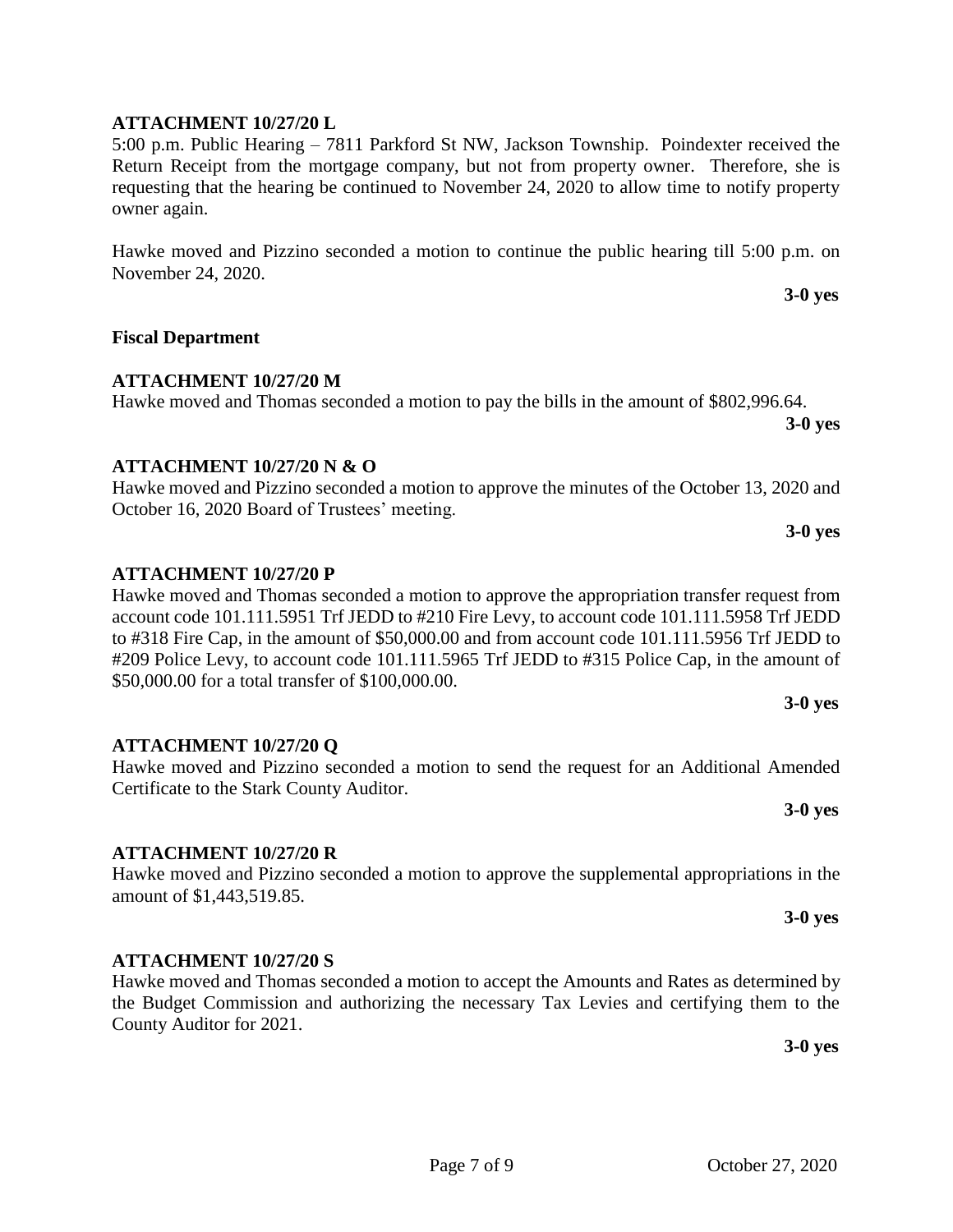**ATTACHMENT 10/27/20 L**

5:00 p.m. Public Hearing – 7811 Parkford St NW, Jackson Township. Poindexter received the Return Receipt from the mortgage company, but not from property owner. Therefore, she is requesting that the hearing be continued to November 24, 2020 to allow time to notify property owner again.

Hawke moved and Pizzino seconded a motion to continue the public hearing till 5:00 p.m. on November 24, 2020.

**3-0 yes**

**Fiscal Department**

**ATTACHMENT 10/27/20 M**

Hawke moved and Thomas seconded a motion to pay the bills in the amount of $802,996.64.

**3-0 yes**

**ATTACHMENT 10/27/20 N & O**

Hawke moved and Pizzino seconded a motion to approve the minutes of the October 13, 2020 and October 16, 2020 Board of Trustees' meeting.

**3-0 yes**

**ATTACHMENT 10/27/20 P**

Hawke moved and Thomas seconded a motion to approve the appropriation transfer request from account code 101.111.5951 Trf JEDD to #210 Fire Levy, to account code 101.111.5958 Trf JEDD to #318 Fire Cap, in the amount of $50,000.00 and from account code 101.111.5956 Trf JEDD to #209 Police Levy, to account code 101.111.5965 Trf JEDD to #315 Police Cap, in the amount of $50,000.00 for a total transfer of $100,000.00.

**3-0 yes**

**ATTACHMENT 10/27/20 Q**

Hawke moved and Pizzino seconded a motion to send the request for an Additional Amended Certificate to the Stark County Auditor.

**3-0 yes**

**ATTACHMENT 10/27/20 R**

Hawke moved and Pizzino seconded a motion to approve the supplemental appropriations in the amount of $1,443,519.85.

**3-0 yes**

**ATTACHMENT 10/27/20 S**

Hawke moved and Thomas seconded a motion to accept the Amounts and Rates as determined by the Budget Commission and authorizing the necessary Tax Levies and certifying them to the County Auditor for 2021.

**3-0 yes**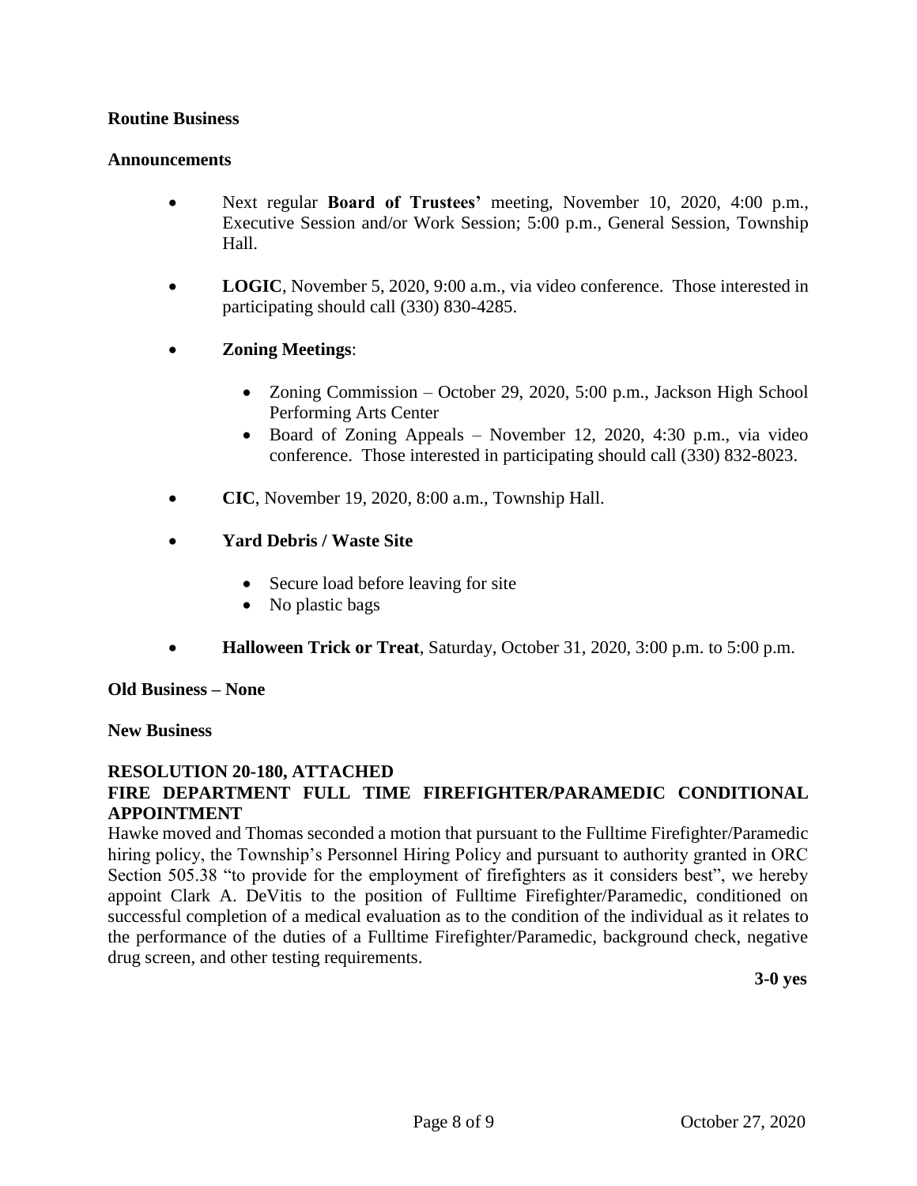**Routine Business**

**Announcements**

- Next regular **Board of Trustees'** meeting, November 10, 2020, 4:00 p.m., Executive Session and/or Work Session; 5:00 p.m., General Session, Township Hall.

- **LOGIC**, November 5, 2020, 9:00 a.m., via video conference. Those interested in participating should call (330) 830-4285.

- **Zoning Meetings**:

    - Zoning Commission – October 29, 2020, 5:00 p.m., Jackson High School Performing Arts Center
    - Board of Zoning Appeals – November 12, 2020, 4:30 p.m., via video conference. Those interested in participating should call (330) 832-8023.

- **CIC**, November 19, 2020, 8:00 a.m., Township Hall.

- **Yard Debris / Waste Site**

    - Secure load before leaving for site
    - No plastic bags

- **Halloween Trick or Treat**, Saturday, October 31, 2020, 3:00 p.m. to 5:00 p.m.

**Old Business – None**

**New Business**

**RESOLUTION 20-180, ATTACHED**
**FIRE DEPARTMENT FULL TIME FIREFIGHTER/PARAMEDIC CONDITIONAL APPOINTMENT**

Hawke moved and Thomas seconded a motion that pursuant to the Fulltime Firefighter/Paramedic hiring policy, the Township's Personnel Hiring Policy and pursuant to authority granted in ORC Section 505.38 "to provide for the employment of firefighters as it considers best", we hereby appoint Clark A. DeVitis to the position of Fulltime Firefighter/Paramedic, conditioned on successful completion of a medical evaluation as to the condition of the individual as it relates to the performance of the duties of a Fulltime Firefighter/Paramedic, background check, negative drug screen, and other testing requirements.

**3-0 yes**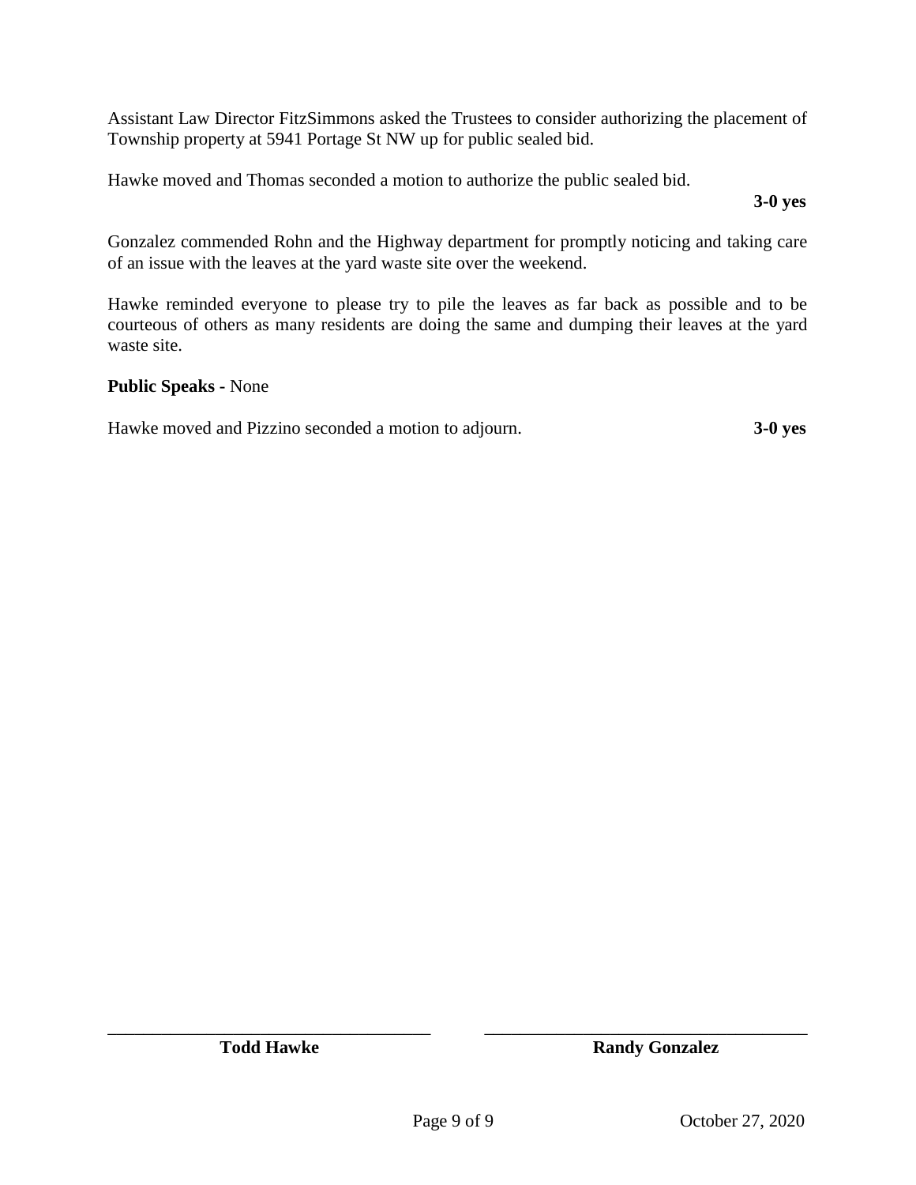Assistant Law Director FitzSimmons asked the Trustees to consider authorizing the placement of Township property at 5941 Portage St NW up for public sealed bid.

Hawke moved and Thomas seconded a motion to authorize the public sealed bid.

**3-0 yes**

Gonzalez commended Rohn and the Highway department for promptly noticing and taking care of an issue with the leaves at the yard waste site over the weekend.

Hawke reminded everyone to please try to pile the leaves as far back as possible and to be courteous of others as many residents are doing the same and dumping their leaves at the yard waste site.

**Public Speaks** - None

Hawke moved and Pizzino seconded a motion to adjourn. **3-0 yes**

\_\_\_\_\_\_\_\_\_\_\_\_\_\_\_\_\_\_\_\_\_\_\_\_\_\_\_\_\_\_\_\_\_\_\_\_\_\_\_\_
**Todd Hawke**

\_\_\_\_\_\_\_\_\_\_\_\_\_\_\_\_\_\_\_\_\_\_\_\_\_\_\_\_\_\_\_\_\_\_\_\_\_\_\_\_
**Randy Gonzalez**

October 27, 2020